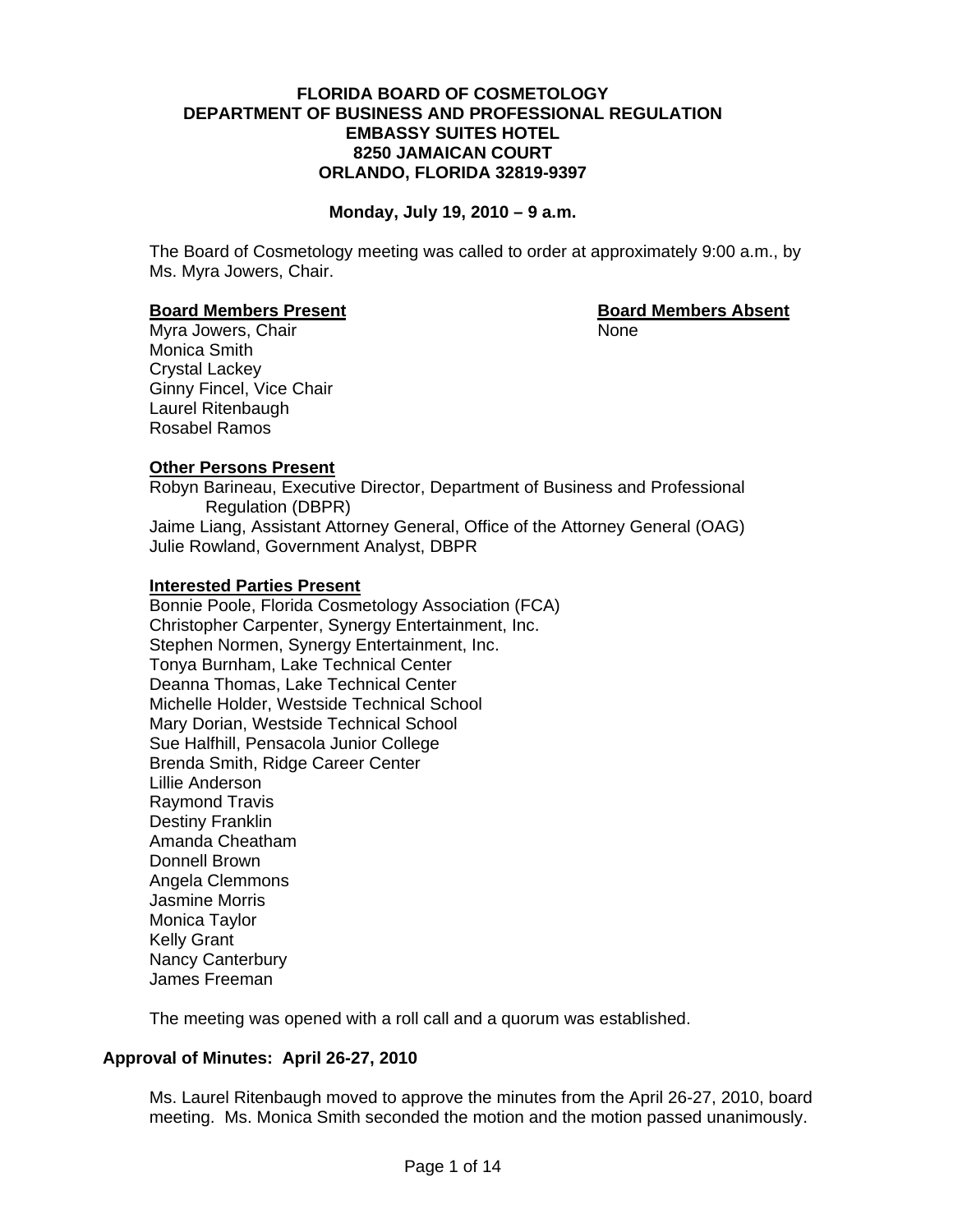**FLORIDA BOARD OF COSMETOLOGY**
**DEPARTMENT OF BUSINESS AND PROFESSIONAL REGULATION**
**EMBASSY SUITES HOTEL**
**8250 JAMAICAN COURT**
**ORLANDO, FLORIDA 32819-9397**

**Monday, July 19, 2010 – 9 a.m.**

The Board of Cosmetology meeting was called to order at approximately 9:00 a.m., by Ms. Myra Jowers, Chair.

**Board Members Present**

Myra Jowers, Chair
Monica Smith
Crystal Lackey
Ginny Fincel, Vice Chair
Laurel Ritenbaugh
Rosabel Ramos

**Board Members Absent**

None

**Other Persons Present**

Robyn Barineau, Executive Director, Department of Business and Professional Regulation (DBPR)
Jaime Liang, Assistant Attorney General, Office of the Attorney General (OAG)
Julie Rowland, Government Analyst, DBPR

**Interested Parties Present**

Bonnie Poole, Florida Cosmetology Association (FCA)
Christopher Carpenter, Synergy Entertainment, Inc.
Stephen Normen, Synergy Entertainment, Inc.
Tonya Burnham, Lake Technical Center
Deanna Thomas, Lake Technical Center
Michelle Holder, Westside Technical School
Mary Dorian, Westside Technical School
Sue Halfhill, Pensacola Junior College
Brenda Smith, Ridge Career Center
Lillie Anderson
Raymond Travis
Destiny Franklin
Amanda Cheatham
Donnell Brown
Angela Clemmons
Jasmine Morris
Monica Taylor
Kelly Grant
Nancy Canterbury
James Freeman

The meeting was opened with a roll call and a quorum was established.

## Approval of Minutes: April 26-27, 2010

Ms. Laurel Ritenbaugh moved to approve the minutes from the April 26-27, 2010, board meeting. Ms. Monica Smith seconded the motion and the motion passed unanimously.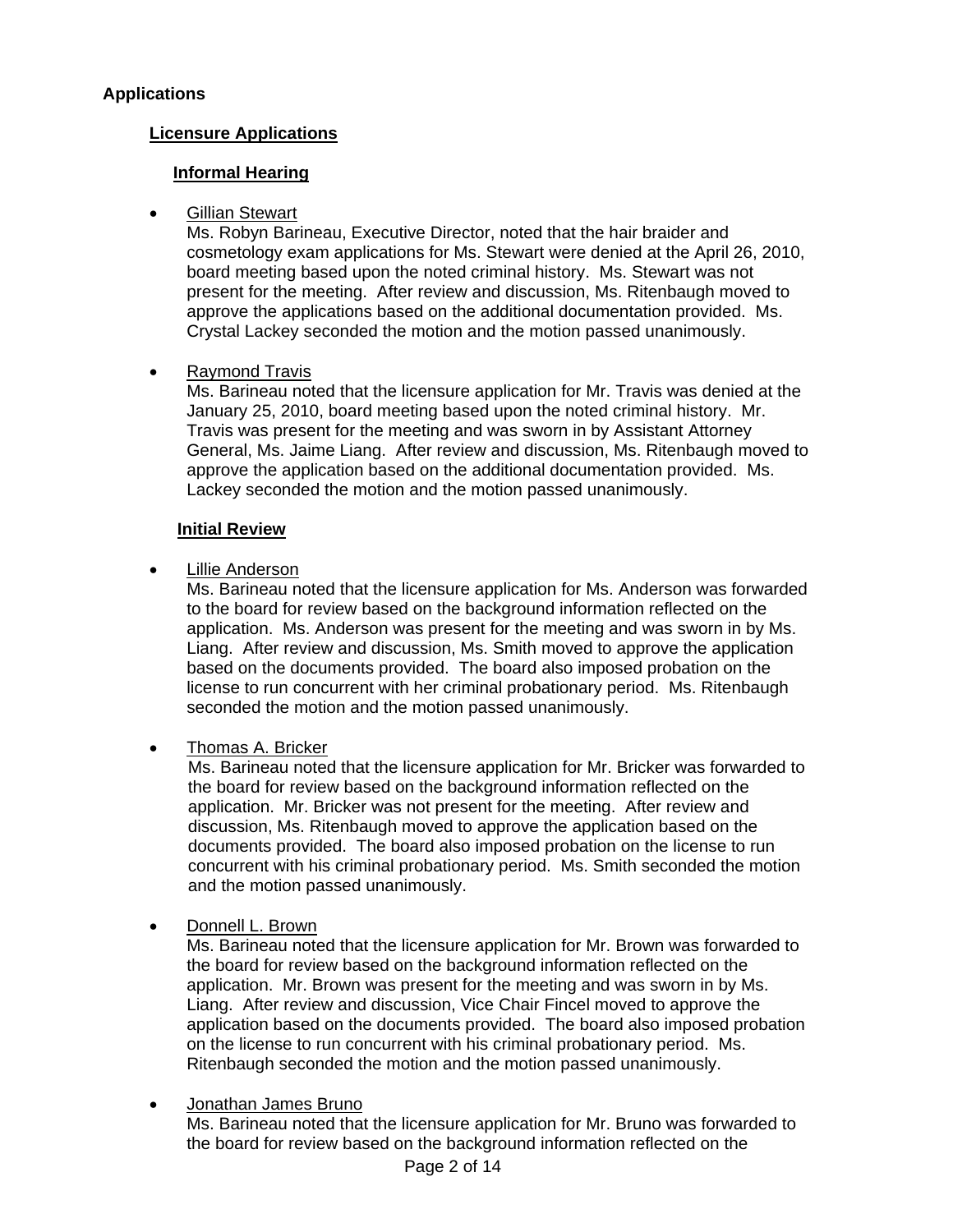### Applications

#### Licensure Applications

##### Informal Hearing

- Gillian Stewart
  Ms. Robyn Barineau, Executive Director, noted that the hair braider and cosmetology exam applications for Ms. Stewart were denied at the April 26, 2010, board meeting based upon the noted criminal history. Ms. Stewart was not present for the meeting. After review and discussion, Ms. Ritenbaugh moved to approve the applications based on the additional documentation provided. Ms. Crystal Lackey seconded the motion and the motion passed unanimously.

- Raymond Travis
  Ms. Barineau noted that the licensure application for Mr. Travis was denied at the January 25, 2010, board meeting based upon the noted criminal history. Mr. Travis was present for the meeting and was sworn in by Assistant Attorney General, Ms. Jaime Liang. After review and discussion, Ms. Ritenbaugh moved to approve the application based on the additional documentation provided. Ms. Lackey seconded the motion and the motion passed unanimously.

##### Initial Review

- Lillie Anderson
  Ms. Barineau noted that the licensure application for Ms. Anderson was forwarded to the board for review based on the background information reflected on the application. Ms. Anderson was present for the meeting and was sworn in by Ms. Liang. After review and discussion, Ms. Smith moved to approve the application based on the documents provided. The board also imposed probation on the license to run concurrent with her criminal probationary period. Ms. Ritenbaugh seconded the motion and the motion passed unanimously.

- Thomas A. Bricker
  Ms. Barineau noted that the licensure application for Mr. Bricker was forwarded to the board for review based on the background information reflected on the application. Mr. Bricker was not present for the meeting. After review and discussion, Ms. Ritenbaugh moved to approve the application based on the documents provided. The board also imposed probation on the license to run concurrent with his criminal probationary period. Ms. Smith seconded the motion and the motion passed unanimously.

- Donnell L. Brown
  Ms. Barineau noted that the licensure application for Mr. Brown was forwarded to the board for review based on the background information reflected on the application. Mr. Brown was present for the meeting and was sworn in by Ms. Liang. After review and discussion, Vice Chair Fincel moved to approve the application based on the documents provided. The board also imposed probation on the license to run concurrent with his criminal probationary period. Ms. Ritenbaugh seconded the motion and the motion passed unanimously.

- Jonathan James Bruno
  Ms. Barineau noted that the licensure application for Mr. Bruno was forwarded to the board for review based on the background information reflected on the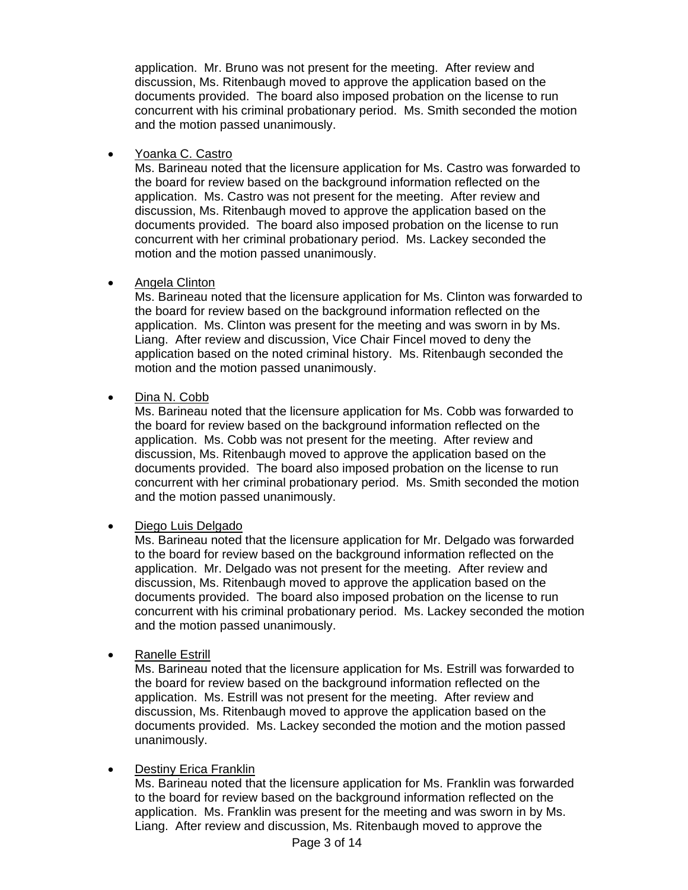application. Mr. Bruno was not present for the meeting. After review and discussion, Ms. Ritenbaugh moved to approve the application based on the documents provided. The board also imposed probation on the license to run concurrent with his criminal probationary period. Ms. Smith seconded the motion and the motion passed unanimously.

- <u>Yoanka C. Castro</u>
  Ms. Barineau noted that the licensure application for Ms. Castro was forwarded to the board for review based on the background information reflected on the application. Ms. Castro was not present for the meeting. After review and discussion, Ms. Ritenbaugh moved to approve the application based on the documents provided. The board also imposed probation on the license to run concurrent with her criminal probationary period. Ms. Lackey seconded the motion and the motion passed unanimously.

- <u>Angela Clinton</u>
  Ms. Barineau noted that the licensure application for Ms. Clinton was forwarded to the board for review based on the background information reflected on the application. Ms. Clinton was present for the meeting and was sworn in by Ms. Liang. After review and discussion, Vice Chair Fincel moved to deny the application based on the noted criminal history. Ms. Ritenbaugh seconded the motion and the motion passed unanimously.

- <u>Dina N. Cobb</u>
  Ms. Barineau noted that the licensure application for Ms. Cobb was forwarded to the board for review based on the background information reflected on the application. Ms. Cobb was not present for the meeting. After review and discussion, Ms. Ritenbaugh moved to approve the application based on the documents provided. The board also imposed probation on the license to run concurrent with her criminal probationary period. Ms. Smith seconded the motion and the motion passed unanimously.

- <u>Diego Luis Delgado</u>
  Ms. Barineau noted that the licensure application for Mr. Delgado was forwarded to the board for review based on the background information reflected on the application. Mr. Delgado was not present for the meeting. After review and discussion, Ms. Ritenbaugh moved to approve the application based on the documents provided. The board also imposed probation on the license to run concurrent with his criminal probationary period. Ms. Lackey seconded the motion and the motion passed unanimously.

- <u>Ranelle Estrill</u>
  Ms. Barineau noted that the licensure application for Ms. Estrill was forwarded to the board for review based on the background information reflected on the application. Ms. Estrill was not present for the meeting. After review and discussion, Ms. Ritenbaugh moved to approve the application based on the documents provided. Ms. Lackey seconded the motion and the motion passed unanimously.

- <u>Destiny Erica Franklin</u>
  Ms. Barineau noted that the licensure application for Ms. Franklin was forwarded to the board for review based on the background information reflected on the application. Ms. Franklin was present for the meeting and was sworn in by Ms. Liang. After review and discussion, Ms. Ritenbaugh moved to approve the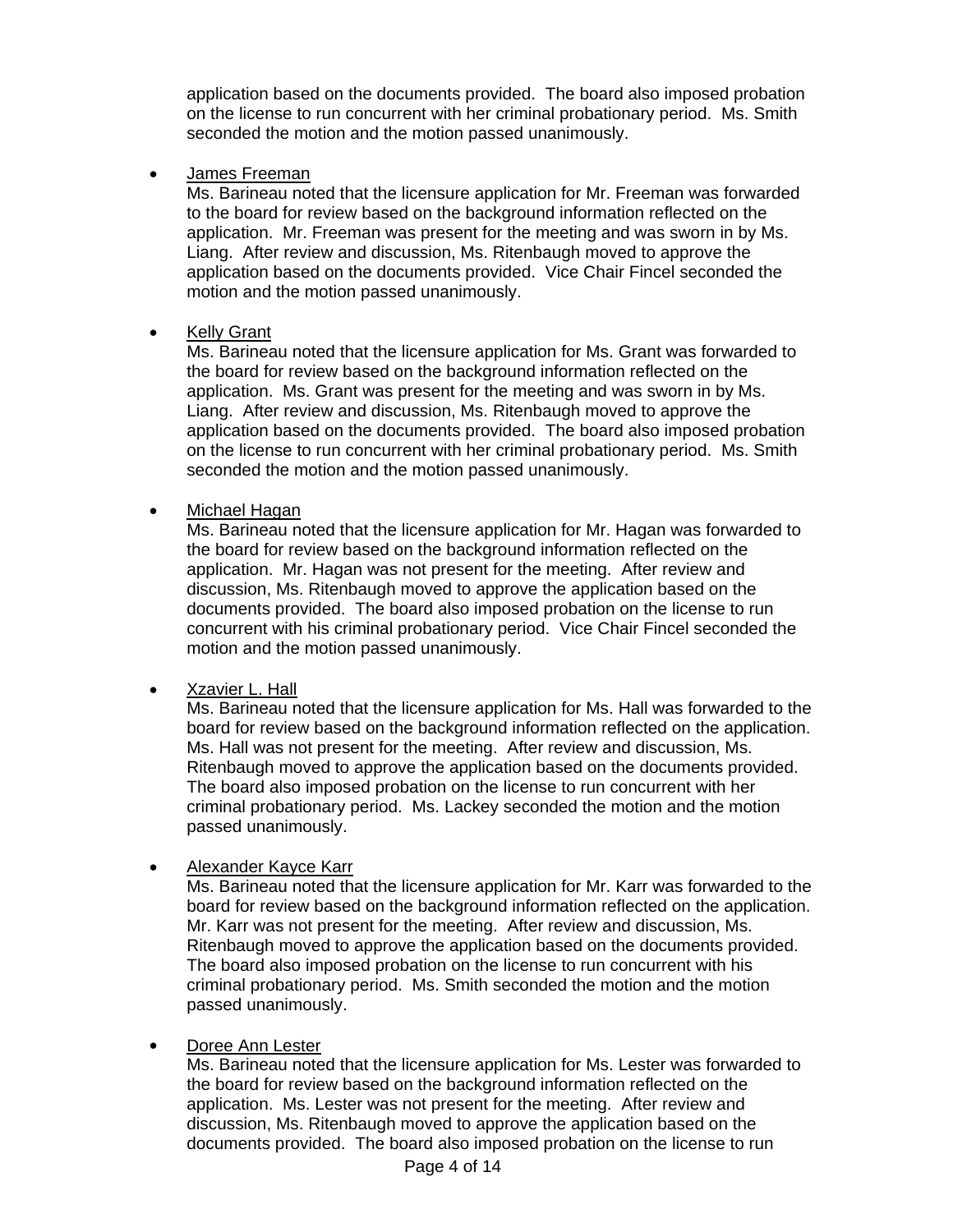application based on the documents provided. The board also imposed probation on the license to run concurrent with her criminal probationary period. Ms. Smith seconded the motion and the motion passed unanimously.

- James Freeman
  Ms. Barineau noted that the licensure application for Mr. Freeman was forwarded to the board for review based on the background information reflected on the application. Mr. Freeman was present for the meeting and was sworn in by Ms. Liang. After review and discussion, Ms. Ritenbaugh moved to approve the application based on the documents provided. Vice Chair Fincel seconded the motion and the motion passed unanimously.

- Kelly Grant
  Ms. Barineau noted that the licensure application for Ms. Grant was forwarded to the board for review based on the background information reflected on the application. Ms. Grant was present for the meeting and was sworn in by Ms. Liang. After review and discussion, Ms. Ritenbaugh moved to approve the application based on the documents provided. The board also imposed probation on the license to run concurrent with her criminal probationary period. Ms. Smith seconded the motion and the motion passed unanimously.

- Michael Hagan
  Ms. Barineau noted that the licensure application for Mr. Hagan was forwarded to the board for review based on the background information reflected on the application. Mr. Hagan was not present for the meeting. After review and discussion, Ms. Ritenbaugh moved to approve the application based on the documents provided. The board also imposed probation on the license to run concurrent with his criminal probationary period. Vice Chair Fincel seconded the motion and the motion passed unanimously.

- Xzavier L. Hall
  Ms. Barineau noted that the licensure application for Ms. Hall was forwarded to the board for review based on the background information reflected on the application. Ms. Hall was not present for the meeting. After review and discussion, Ms. Ritenbaugh moved to approve the application based on the documents provided. The board also imposed probation on the license to run concurrent with her criminal probationary period. Ms. Lackey seconded the motion and the motion passed unanimously.

- Alexander Kayce Karr
  Ms. Barineau noted that the licensure application for Mr. Karr was forwarded to the board for review based on the background information reflected on the application. Mr. Karr was not present for the meeting. After review and discussion, Ms. Ritenbaugh moved to approve the application based on the documents provided. The board also imposed probation on the license to run concurrent with his criminal probationary period. Ms. Smith seconded the motion and the motion passed unanimously.

- Doree Ann Lester
  Ms. Barineau noted that the licensure application for Ms. Lester was forwarded to the board for review based on the background information reflected on the application. Ms. Lester was not present for the meeting. After review and discussion, Ms. Ritenbaugh moved to approve the application based on the documents provided. The board also imposed probation on the license to run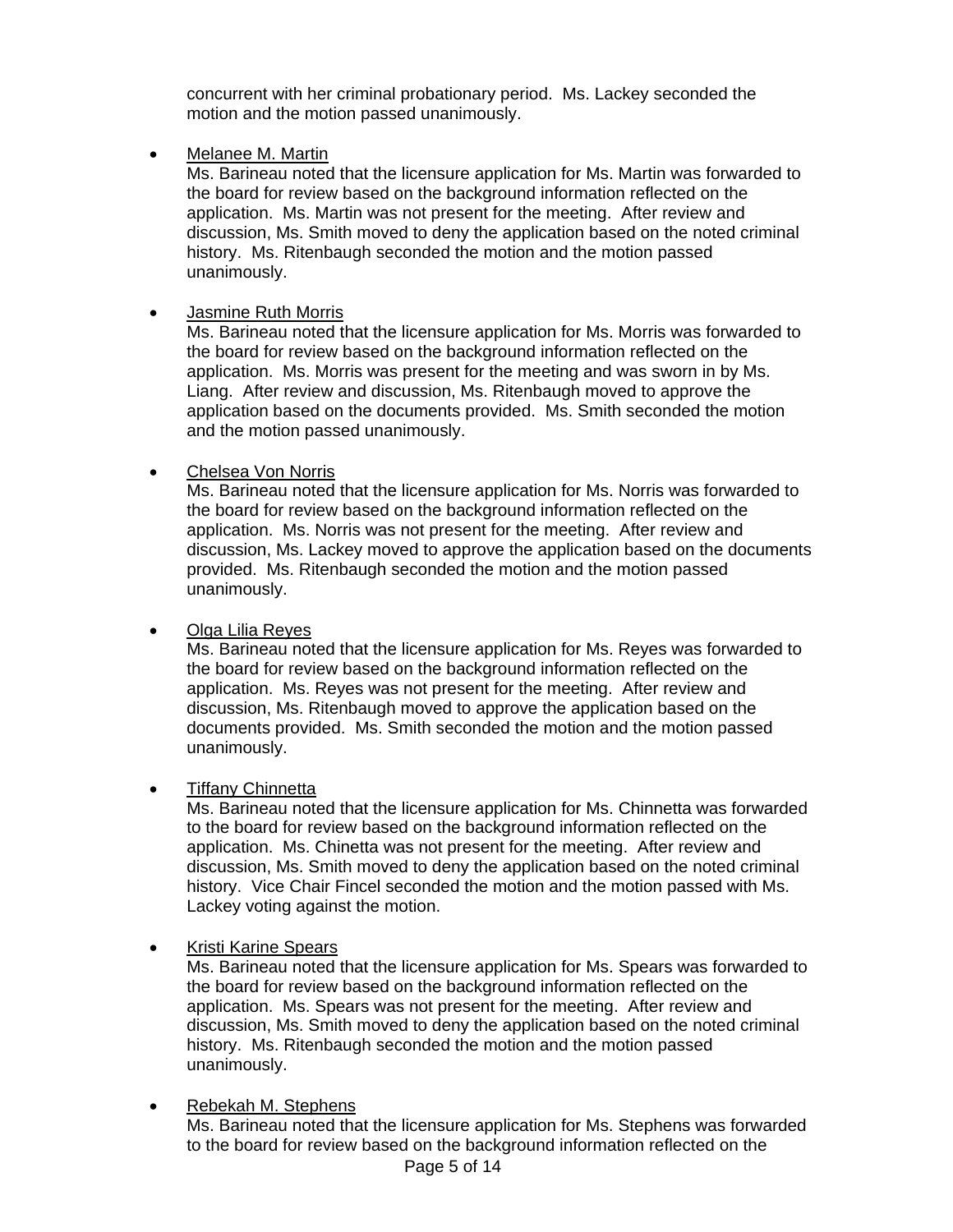concurrent with her criminal probationary period. Ms. Lackey seconded the motion and the motion passed unanimously.

- Melanee M. Martin

  Ms. Barineau noted that the licensure application for Ms. Martin was forwarded to the board for review based on the background information reflected on the application. Ms. Martin was not present for the meeting. After review and discussion, Ms. Smith moved to deny the application based on the noted criminal history. Ms. Ritenbaugh seconded the motion and the motion passed unanimously.

- Jasmine Ruth Morris

  Ms. Barineau noted that the licensure application for Ms. Morris was forwarded to the board for review based on the background information reflected on the application. Ms. Morris was present for the meeting and was sworn in by Ms. Liang. After review and discussion, Ms. Ritenbaugh moved to approve the application based on the documents provided. Ms. Smith seconded the motion and the motion passed unanimously.

- Chelsea Von Norris

  Ms. Barineau noted that the licensure application for Ms. Norris was forwarded to the board for review based on the background information reflected on the application. Ms. Norris was not present for the meeting. After review and discussion, Ms. Lackey moved to approve the application based on the documents provided. Ms. Ritenbaugh seconded the motion and the motion passed unanimously.

- Olga Lilia Reyes

  Ms. Barineau noted that the licensure application for Ms. Reyes was forwarded to the board for review based on the background information reflected on the application. Ms. Reyes was not present for the meeting. After review and discussion, Ms. Ritenbaugh moved to approve the application based on the documents provided. Ms. Smith seconded the motion and the motion passed unanimously.

- Tiffany Chinnetta

  Ms. Barineau noted that the licensure application for Ms. Chinnetta was forwarded to the board for review based on the background information reflected on the application. Ms. Chinetta was not present for the meeting. After review and discussion, Ms. Smith moved to deny the application based on the noted criminal history. Vice Chair Fincel seconded the motion and the motion passed with Ms. Lackey voting against the motion.

- Kristi Karine Spears

  Ms. Barineau noted that the licensure application for Ms. Spears was forwarded to the board for review based on the background information reflected on the application. Ms. Spears was not present for the meeting. After review and discussion, Ms. Smith moved to deny the application based on the noted criminal history. Ms. Ritenbaugh seconded the motion and the motion passed unanimously.

- Rebekah M. Stephens

  Ms. Barineau noted that the licensure application for Ms. Stephens was forwarded to the board for review based on the background information reflected on the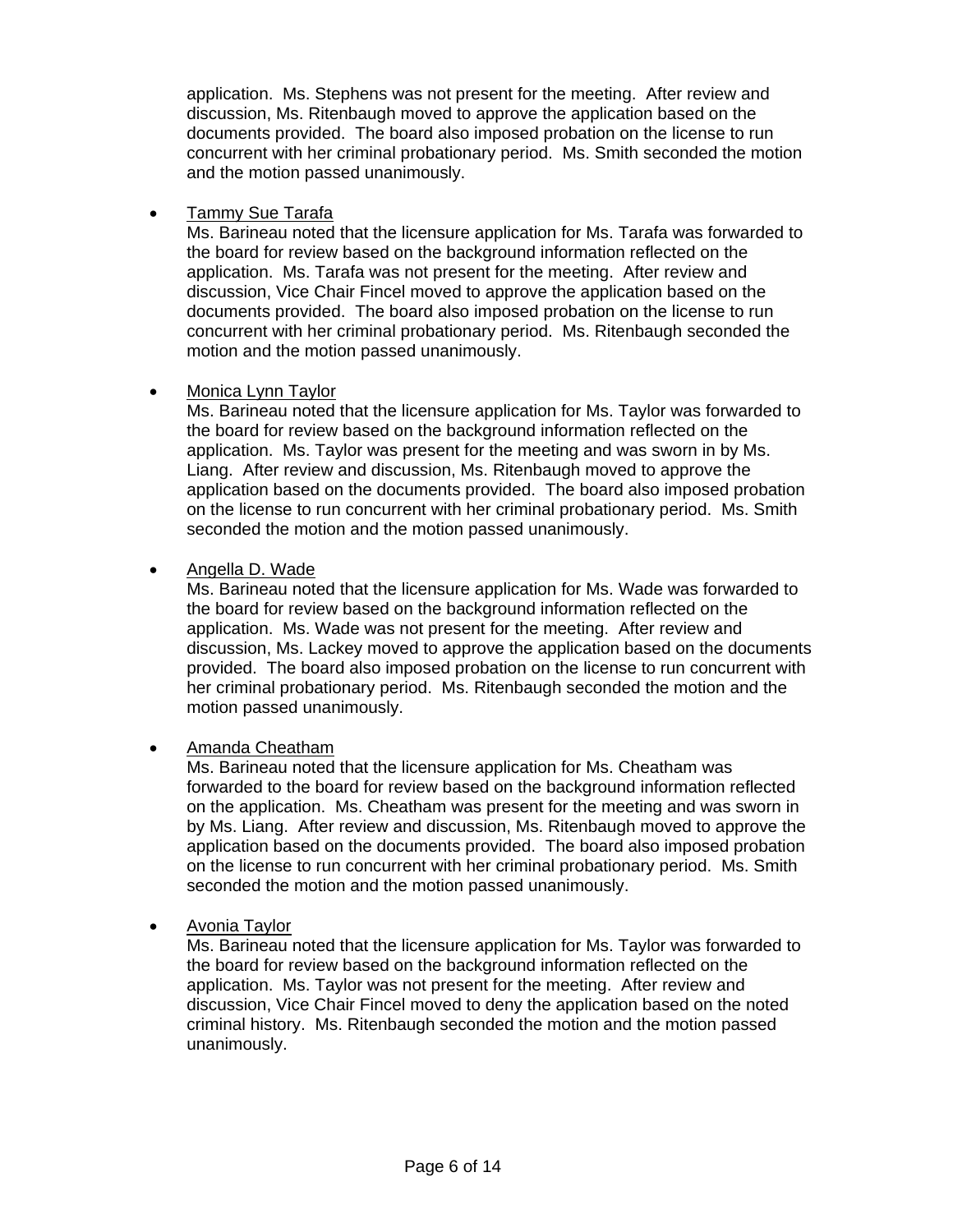application. Ms. Stephens was not present for the meeting. After review and discussion, Ms. Ritenbaugh moved to approve the application based on the documents provided. The board also imposed probation on the license to run concurrent with her criminal probationary period. Ms. Smith seconded the motion and the motion passed unanimously.

- <u>Tammy Sue Tarafa</u>
  Ms. Barineau noted that the licensure application for Ms. Tarafa was forwarded to the board for review based on the background information reflected on the application. Ms. Tarafa was not present for the meeting. After review and discussion, Vice Chair Fincel moved to approve the application based on the documents provided. The board also imposed probation on the license to run concurrent with her criminal probationary period. Ms. Ritenbaugh seconded the motion and the motion passed unanimously.

- <u>Monica Lynn Taylor</u>
  Ms. Barineau noted that the licensure application for Ms. Taylor was forwarded to the board for review based on the background information reflected on the application. Ms. Taylor was present for the meeting and was sworn in by Ms. Liang. After review and discussion, Ms. Ritenbaugh moved to approve the application based on the documents provided. The board also imposed probation on the license to run concurrent with her criminal probationary period. Ms. Smith seconded the motion and the motion passed unanimously.

- <u>Angella D. Wade</u>
  Ms. Barineau noted that the licensure application for Ms. Wade was forwarded to the board for review based on the background information reflected on the application. Ms. Wade was not present for the meeting. After review and discussion, Ms. Lackey moved to approve the application based on the documents provided. The board also imposed probation on the license to run concurrent with her criminal probationary period. Ms. Ritenbaugh seconded the motion and the motion passed unanimously.

- <u>Amanda Cheatham</u>
  Ms. Barineau noted that the licensure application for Ms. Cheatham was forwarded to the board for review based on the background information reflected on the application. Ms. Cheatham was present for the meeting and was sworn in by Ms. Liang. After review and discussion, Ms. Ritenbaugh moved to approve the application based on the documents provided. The board also imposed probation on the license to run concurrent with her criminal probationary period. Ms. Smith seconded the motion and the motion passed unanimously.

- <u>Avonia Taylor</u>
  Ms. Barineau noted that the licensure application for Ms. Taylor was forwarded to the board for review based on the background information reflected on the application. Ms. Taylor was not present for the meeting. After review and discussion, Vice Chair Fincel moved to deny the application based on the noted criminal history. Ms. Ritenbaugh seconded the motion and the motion passed unanimously.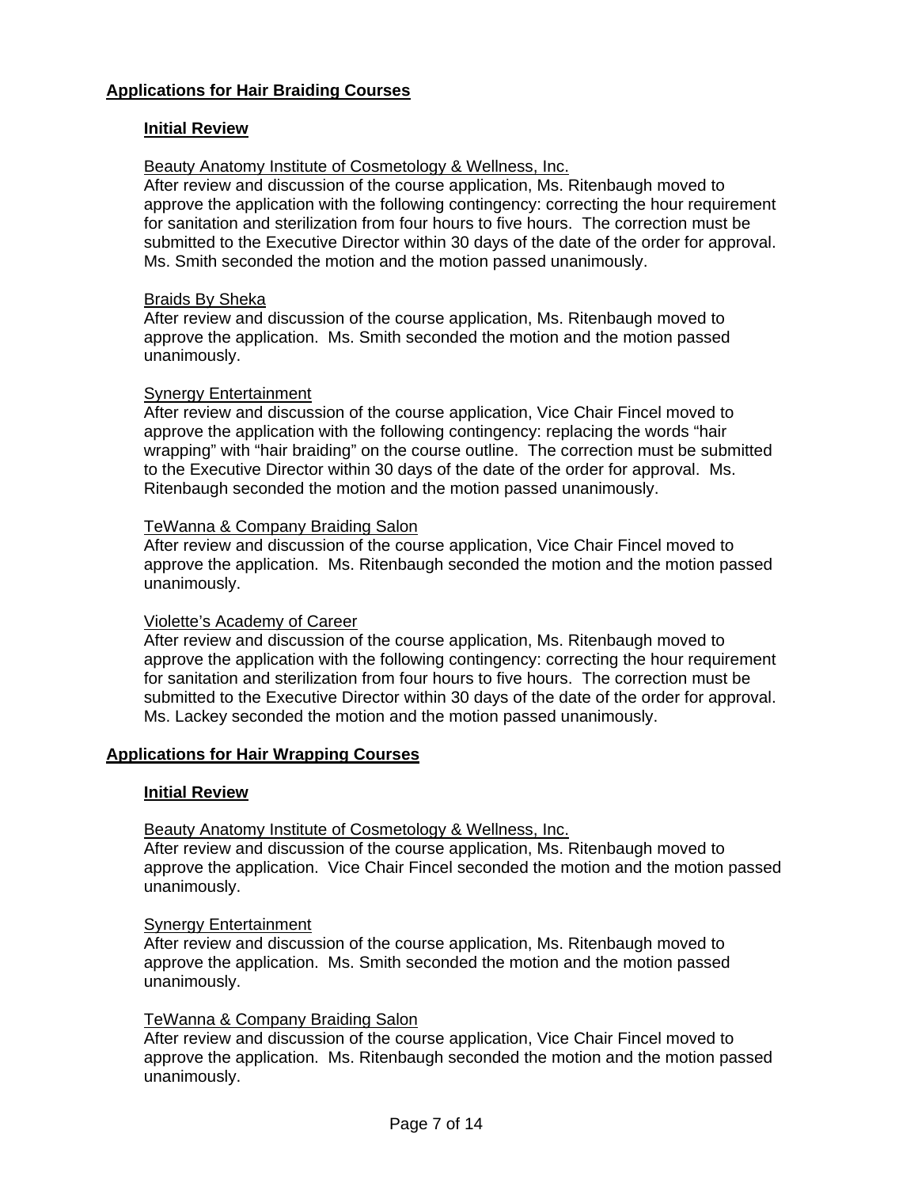## Applications for Hair Braiding Courses

### Initial Review

Beauty Anatomy Institute of Cosmetology & Wellness, Inc.
After review and discussion of the course application, Ms. Ritenbaugh moved to approve the application with the following contingency: correcting the hour requirement for sanitation and sterilization from four hours to five hours. The correction must be submitted to the Executive Director within 30 days of the date of the order for approval. Ms. Smith seconded the motion and the motion passed unanimously.

Braids By Sheka
After review and discussion of the course application, Ms. Ritenbaugh moved to approve the application. Ms. Smith seconded the motion and the motion passed unanimously.

Synergy Entertainment
After review and discussion of the course application, Vice Chair Fincel moved to approve the application with the following contingency: replacing the words "hair wrapping" with "hair braiding" on the course outline. The correction must be submitted to the Executive Director within 30 days of the date of the order for approval. Ms. Ritenbaugh seconded the motion and the motion passed unanimously.

TeWanna & Company Braiding Salon
After review and discussion of the course application, Vice Chair Fincel moved to approve the application. Ms. Ritenbaugh seconded the motion and the motion passed unanimously.

Violette's Academy of Career
After review and discussion of the course application, Ms. Ritenbaugh moved to approve the application with the following contingency: correcting the hour requirement for sanitation and sterilization from four hours to five hours. The correction must be submitted to the Executive Director within 30 days of the date of the order for approval. Ms. Lackey seconded the motion and the motion passed unanimously.

## Applications for Hair Wrapping Courses

### Initial Review

Beauty Anatomy Institute of Cosmetology & Wellness, Inc.
After review and discussion of the course application, Ms. Ritenbaugh moved to approve the application. Vice Chair Fincel seconded the motion and the motion passed unanimously.

Synergy Entertainment
After review and discussion of the course application, Ms. Ritenbaugh moved to approve the application. Ms. Smith seconded the motion and the motion passed unanimously.

TeWanna & Company Braiding Salon
After review and discussion of the course application, Vice Chair Fincel moved to approve the application. Ms. Ritenbaugh seconded the motion and the motion passed unanimously.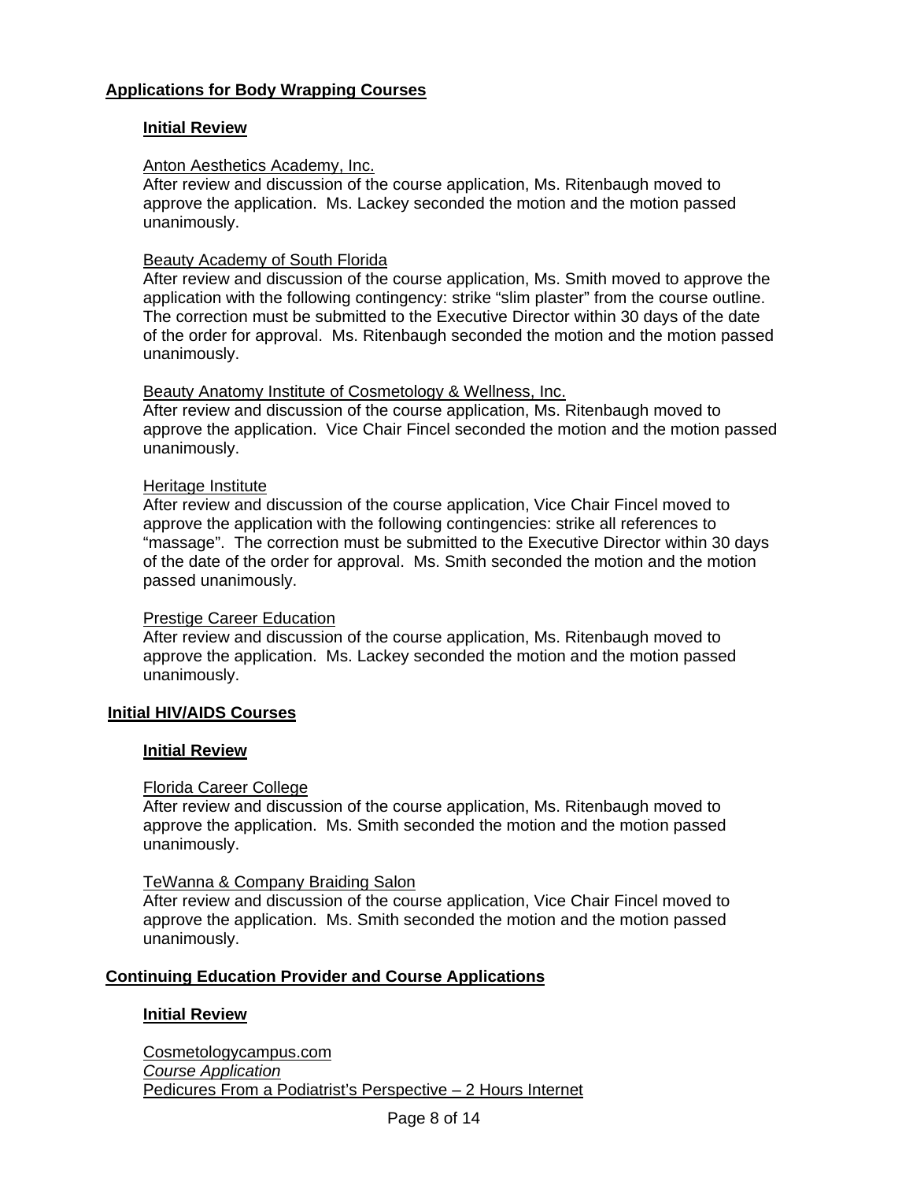## Applications for Body Wrapping Courses

### Initial Review

Anton Aesthetics Academy, Inc.
After review and discussion of the course application, Ms. Ritenbaugh moved to approve the application. Ms. Lackey seconded the motion and the motion passed unanimously.

Beauty Academy of South Florida
After review and discussion of the course application, Ms. Smith moved to approve the application with the following contingency: strike "slim plaster" from the course outline. The correction must be submitted to the Executive Director within 30 days of the date of the order for approval. Ms. Ritenbaugh seconded the motion and the motion passed unanimously.

Beauty Anatomy Institute of Cosmetology & Wellness, Inc.
After review and discussion of the course application, Ms. Ritenbaugh moved to approve the application. Vice Chair Fincel seconded the motion and the motion passed unanimously.

Heritage Institute
After review and discussion of the course application, Vice Chair Fincel moved to approve the application with the following contingencies: strike all references to "massage". The correction must be submitted to the Executive Director within 30 days of the date of the order for approval. Ms. Smith seconded the motion and the motion passed unanimously.

Prestige Career Education
After review and discussion of the course application, Ms. Ritenbaugh moved to approve the application. Ms. Lackey seconded the motion and the motion passed unanimously.

## Initial HIV/AIDS Courses

### Initial Review

Florida Career College
After review and discussion of the course application, Ms. Ritenbaugh moved to approve the application. Ms. Smith seconded the motion and the motion passed unanimously.

TeWanna & Company Braiding Salon
After review and discussion of the course application, Vice Chair Fincel moved to approve the application. Ms. Smith seconded the motion and the motion passed unanimously.

## Continuing Education Provider and Course Applications

### Initial Review

Cosmetologycampus.com
*Course Application*
Pedicures From a Podiatrist's Perspective – 2 Hours Internet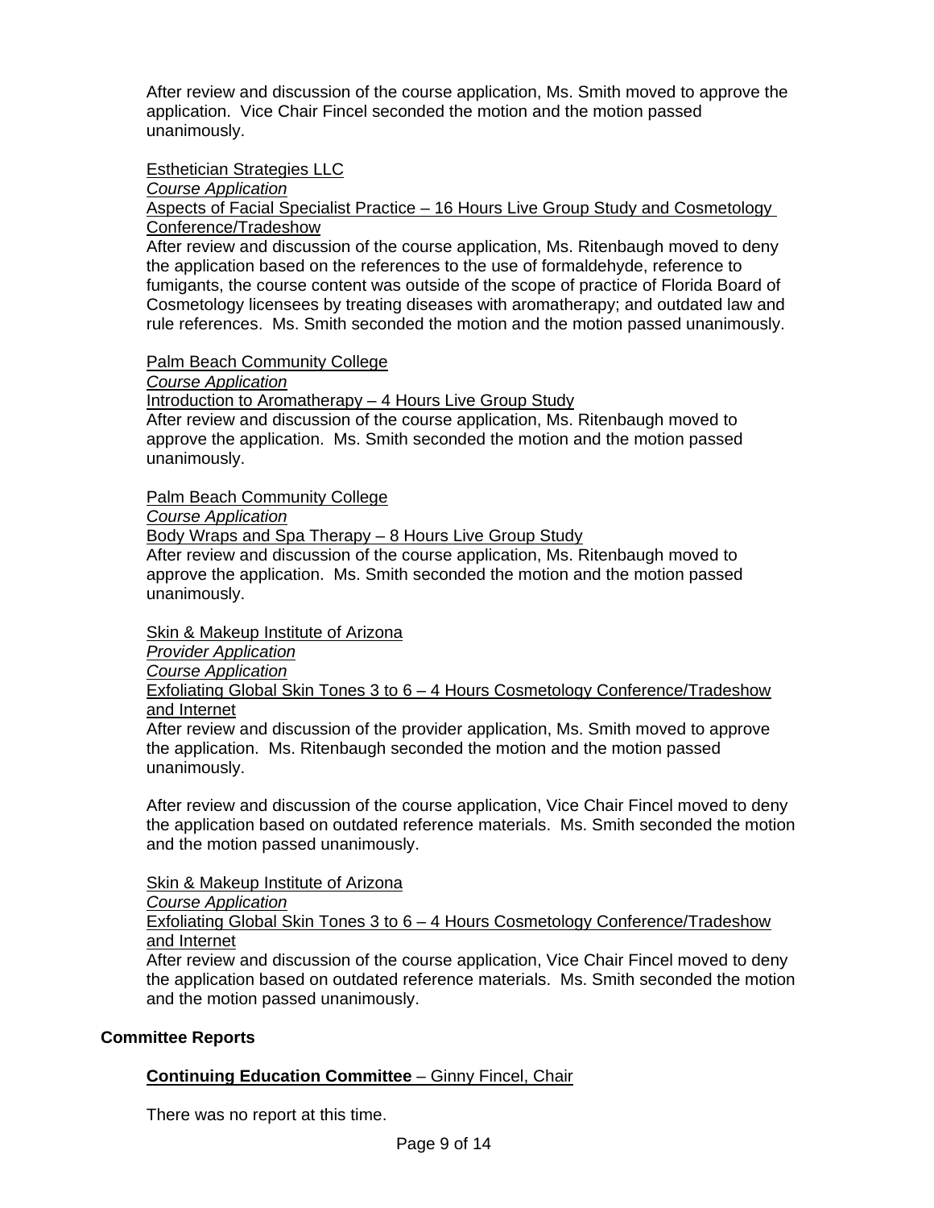After review and discussion of the course application, Ms. Smith moved to approve the application. Vice Chair Fincel seconded the motion and the motion passed unanimously.

Esthetician Strategies LLC
*Course Application*
Aspects of Facial Specialist Practice – 16 Hours Live Group Study and Cosmetology Conference/Tradeshow
After review and discussion of the course application, Ms. Ritenbaugh moved to deny the application based on the references to the use of formaldehyde, reference to fumigants, the course content was outside of the scope of practice of Florida Board of Cosmetology licensees by treating diseases with aromatherapy; and outdated law and rule references. Ms. Smith seconded the motion and the motion passed unanimously.

Palm Beach Community College
*Course Application*
Introduction to Aromatherapy – 4 Hours Live Group Study
After review and discussion of the course application, Ms. Ritenbaugh moved to approve the application. Ms. Smith seconded the motion and the motion passed unanimously.

Palm Beach Community College
*Course Application*
Body Wraps and Spa Therapy – 8 Hours Live Group Study
After review and discussion of the course application, Ms. Ritenbaugh moved to approve the application. Ms. Smith seconded the motion and the motion passed unanimously.

Skin & Makeup Institute of Arizona
*Provider Application*
*Course Application*
Exfoliating Global Skin Tones 3 to 6 – 4 Hours Cosmetology Conference/Tradeshow and Internet
After review and discussion of the provider application, Ms. Smith moved to approve the application. Ms. Ritenbaugh seconded the motion and the motion passed unanimously.

After review and discussion of the course application, Vice Chair Fincel moved to deny the application based on outdated reference materials. Ms. Smith seconded the motion and the motion passed unanimously.

Skin & Makeup Institute of Arizona
*Course Application*
Exfoliating Global Skin Tones 3 to 6 – 4 Hours Cosmetology Conference/Tradeshow and Internet
After review and discussion of the course application, Vice Chair Fincel moved to deny the application based on outdated reference materials. Ms. Smith seconded the motion and the motion passed unanimously.

## Committee Reports

### **Continuing Education Committee** – Ginny Fincel, Chair

There was no report at this time.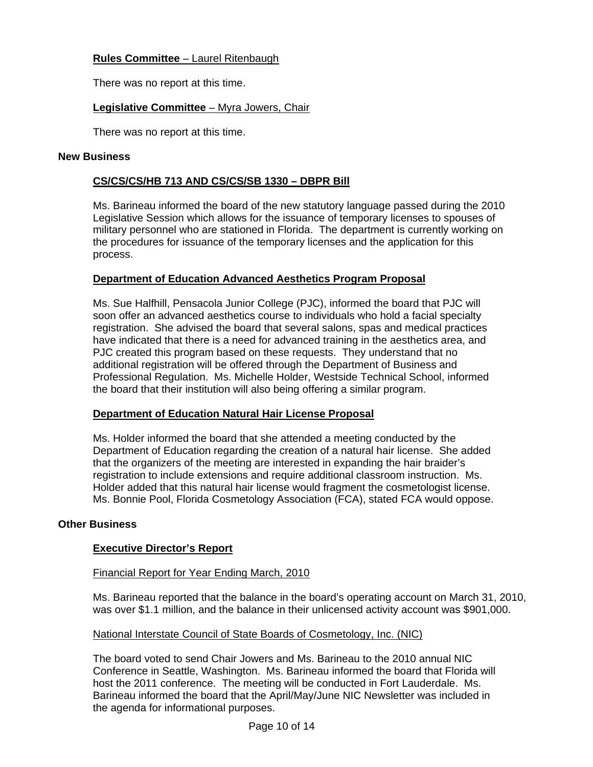**Rules Committee** – Laurel Ritenbaugh

There was no report at this time.

**Legislative Committee** – Myra Jowers, Chair

There was no report at this time.

## New Business

### CS/CS/CS/HB 713 AND CS/CS/SB 1330 – DBPR Bill

Ms. Barineau informed the board of the new statutory language passed during the 2010 Legislative Session which allows for the issuance of temporary licenses to spouses of military personnel who are stationed in Florida. The department is currently working on the procedures for issuance of the temporary licenses and the application for this process.

### Department of Education Advanced Aesthetics Program Proposal

Ms. Sue Halfhill, Pensacola Junior College (PJC), informed the board that PJC will soon offer an advanced aesthetics course to individuals who hold a facial specialty registration. She advised the board that several salons, spas and medical practices have indicated that there is a need for advanced training in the aesthetics area, and PJC created this program based on these requests. They understand that no additional registration will be offered through the Department of Business and Professional Regulation. Ms. Michelle Holder, Westside Technical School, informed the board that their institution will also being offering a similar program.

### Department of Education Natural Hair License Proposal

Ms. Holder informed the board that she attended a meeting conducted by the Department of Education regarding the creation of a natural hair license. She added that the organizers of the meeting are interested in expanding the hair braider's registration to include extensions and require additional classroom instruction. Ms. Holder added that this natural hair license would fragment the cosmetologist license. Ms. Bonnie Pool, Florida Cosmetology Association (FCA), stated FCA would oppose.

## Other Business

### Executive Director's Report

Financial Report for Year Ending March, 2010

Ms. Barineau reported that the balance in the board's operating account on March 31, 2010, was over $1.1 million, and the balance in their unlicensed activity account was $901,000.

National Interstate Council of State Boards of Cosmetology, Inc. (NIC)

The board voted to send Chair Jowers and Ms. Barineau to the 2010 annual NIC Conference in Seattle, Washington. Ms. Barineau informed the board that Florida will host the 2011 conference. The meeting will be conducted in Fort Lauderdale. Ms. Barineau informed the board that the April/May/June NIC Newsletter was included in the agenda for informational purposes.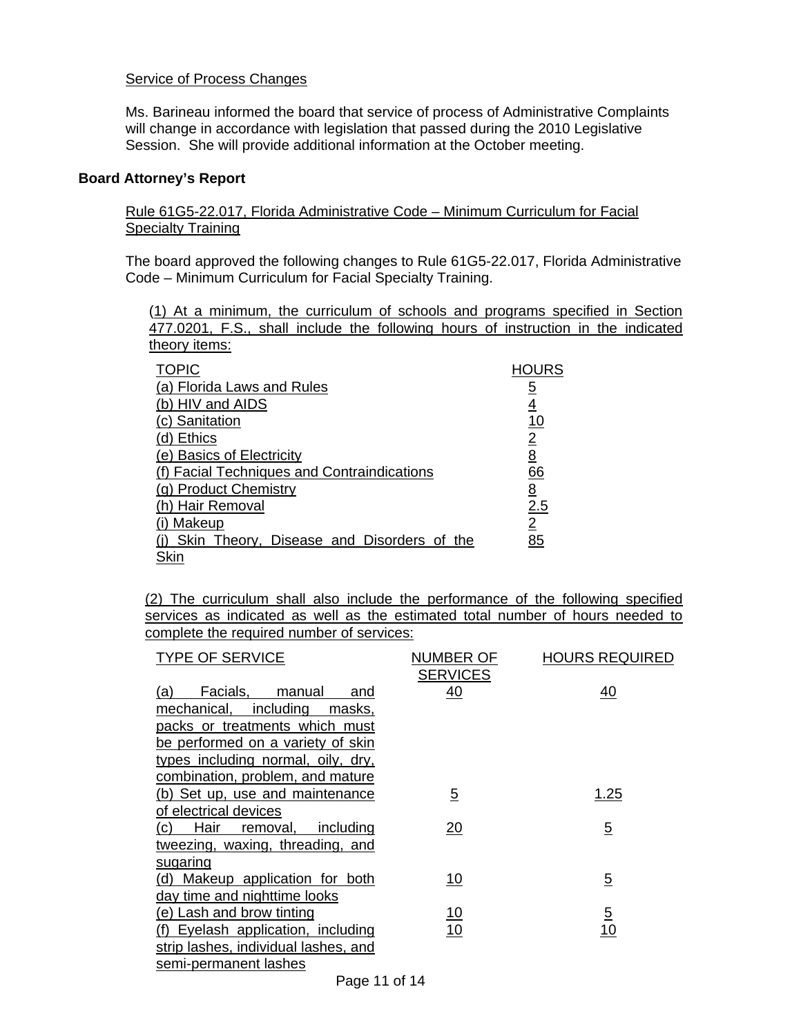Service of Process Changes

Ms. Barineau informed the board that service of process of Administrative Complaints will change in accordance with legislation that passed during the 2010 Legislative Session. She will provide additional information at the October meeting.

**Board Attorney's Report**

Rule 61G5-22.017, Florida Administrative Code – Minimum Curriculum for Facial Specialty Training

The board approved the following changes to Rule 61G5-22.017, Florida Administrative Code – Minimum Curriculum for Facial Specialty Training.

(1) At a minimum, the curriculum of schools and programs specified in Section 477.0201, F.S., shall include the following hours of instruction in the indicated theory items:

| TOPIC | HOURS |
|---|---|
| (a) Florida Laws and Rules | 5 |
| (b) HIV and AIDS | 4 |
| (c) Sanitation | 10 |
| (d) Ethics | 2 |
| (e) Basics of Electricity | 8 |
| (f) Facial Techniques and Contraindications | 66 |
| (g) Product Chemistry | 8 |
| (h) Hair Removal | 2.5 |
| (i) Makeup | 2 |
| (j) Skin Theory, Disease and Disorders of the Skin | 85 |

(2) The curriculum shall also include the performance of the following specified services as indicated as well as the estimated total number of hours needed to complete the required number of services:

| TYPE OF SERVICE | NUMBER OF SERVICES | HOURS REQUIRED |
|---|---|---|
| (a) Facials, manual and mechanical, including masks, packs or treatments which must be performed on a variety of skin types including normal, oily, dry, combination, problem, and mature | 40 | 40 |
| (b) Set up, use and maintenance of electrical devices | 5 | 1.25 |
| (c) Hair removal, including tweezing, waxing, threading, and sugaring | 20 | 5 |
| (d) Makeup application for both day time and nighttime looks | 10 | 5 |
| (e) Lash and brow tinting | 10 | 5 |
| (f) Eyelash application, including strip lashes, individual lashes, and semi-permanent lashes | 10 | 10 |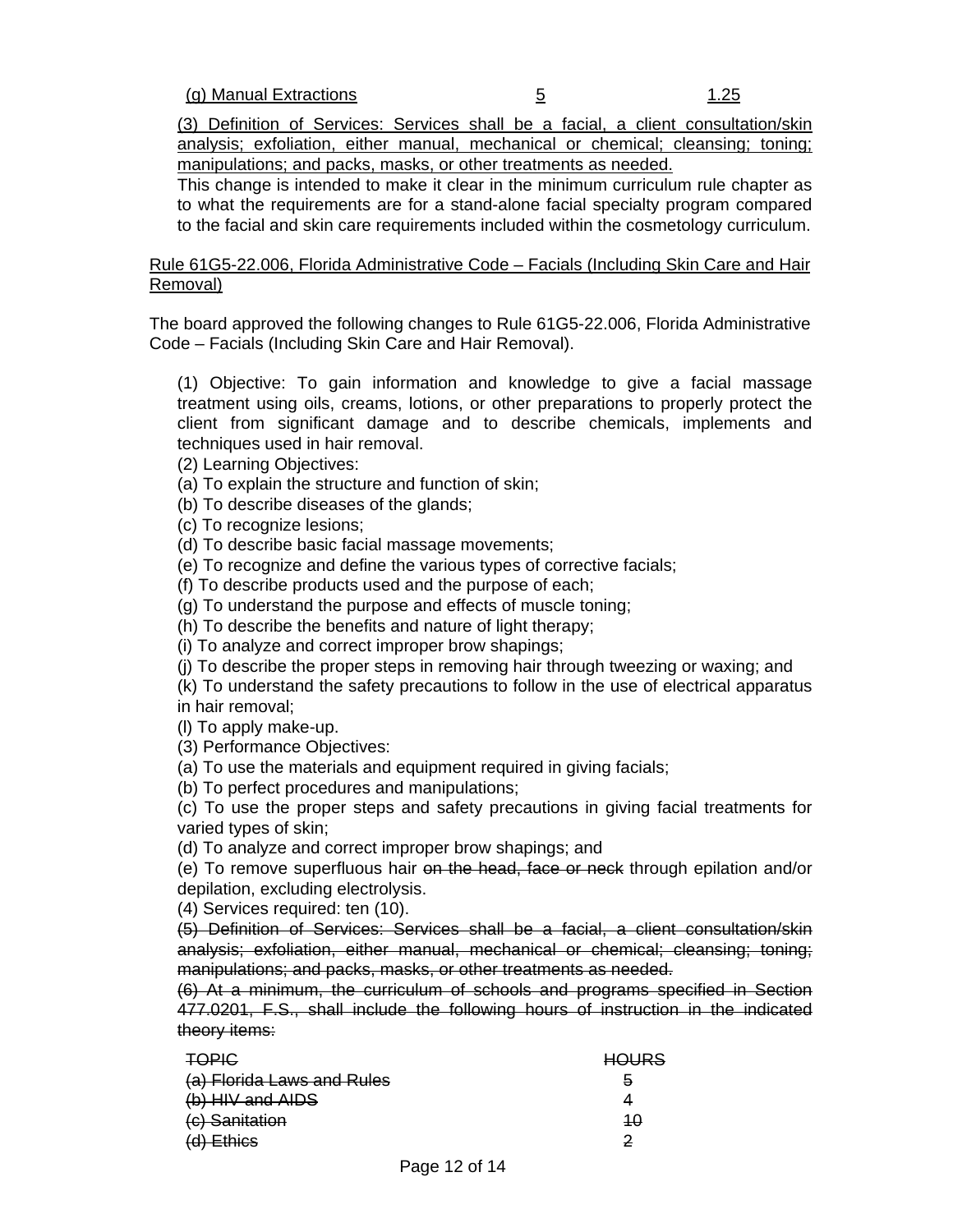<u>(g) Manual Extractions 5 1.25</u>

<u>(3) Definition of Services: Services shall be a facial, a client consultation/skin analysis; exfoliation, either manual, mechanical or chemical; cleansing; toning; manipulations; and packs, masks, or other treatments as needed.</u>

This change is intended to make it clear in the minimum curriculum rule chapter as to what the requirements are for a stand-alone facial specialty program compared to the facial and skin care requirements included within the cosmetology curriculum.

<u>Rule 61G5-22.006, Florida Administrative Code – Facials (Including Skin Care and Hair Removal)</u>

The board approved the following changes to Rule 61G5-22.006, Florida Administrative Code – Facials (Including Skin Care and Hair Removal).

(1) Objective: To gain information and knowledge to give a facial massage treatment using oils, creams, lotions, or other preparations to properly protect the client from significant damage and to describe chemicals, implements and techniques used in hair removal.

(2) Learning Objectives:

(a) To explain the structure and function of skin;

(b) To describe diseases of the glands;

(c) To recognize lesions;

(d) To describe basic facial massage movements;

(e) To recognize and define the various types of corrective facials;

(f) To describe products used and the purpose of each;

(g) To understand the purpose and effects of muscle toning;

(h) To describe the benefits and nature of light therapy;

(i) To analyze and correct improper brow shapings;

(j) To describe the proper steps in removing hair through tweezing or waxing; and

(k) To understand the safety precautions to follow in the use of electrical apparatus in hair removal;

(l) To apply make-up.

(3) Performance Objectives:

(a) To use the materials and equipment required in giving facials;

(b) To perfect procedures and manipulations;

(c) To use the proper steps and safety precautions in giving facial treatments for varied types of skin;

(d) To analyze and correct improper brow shapings; and

(e) To remove superfluous hair ~~on the head, face or neck~~ through epilation and/or depilation, excluding electrolysis.

(4) Services required: ten (10).

~~(5) Definition of Services: Services shall be a facial, a client consultation/skin analysis; exfoliation, either manual, mechanical or chemical; cleansing; toning; manipulations; and packs, masks, or other treatments as needed.~~

~~(6) At a minimum, the curriculum of schools and programs specified in Section 477.0201, F.S., shall include the following hours of instruction in the indicated theory items:~~

| ~~TOPIC~~ | ~~HOURS~~ |
|---|---|
| ~~(a) Florida Laws and Rules~~ | ~~5~~ |
| ~~(b) HIV and AIDS~~ | ~~4~~ |
| ~~(c) Sanitation~~ | ~~10~~ |
| ~~(d) Ethics~~ | ~~2~~ |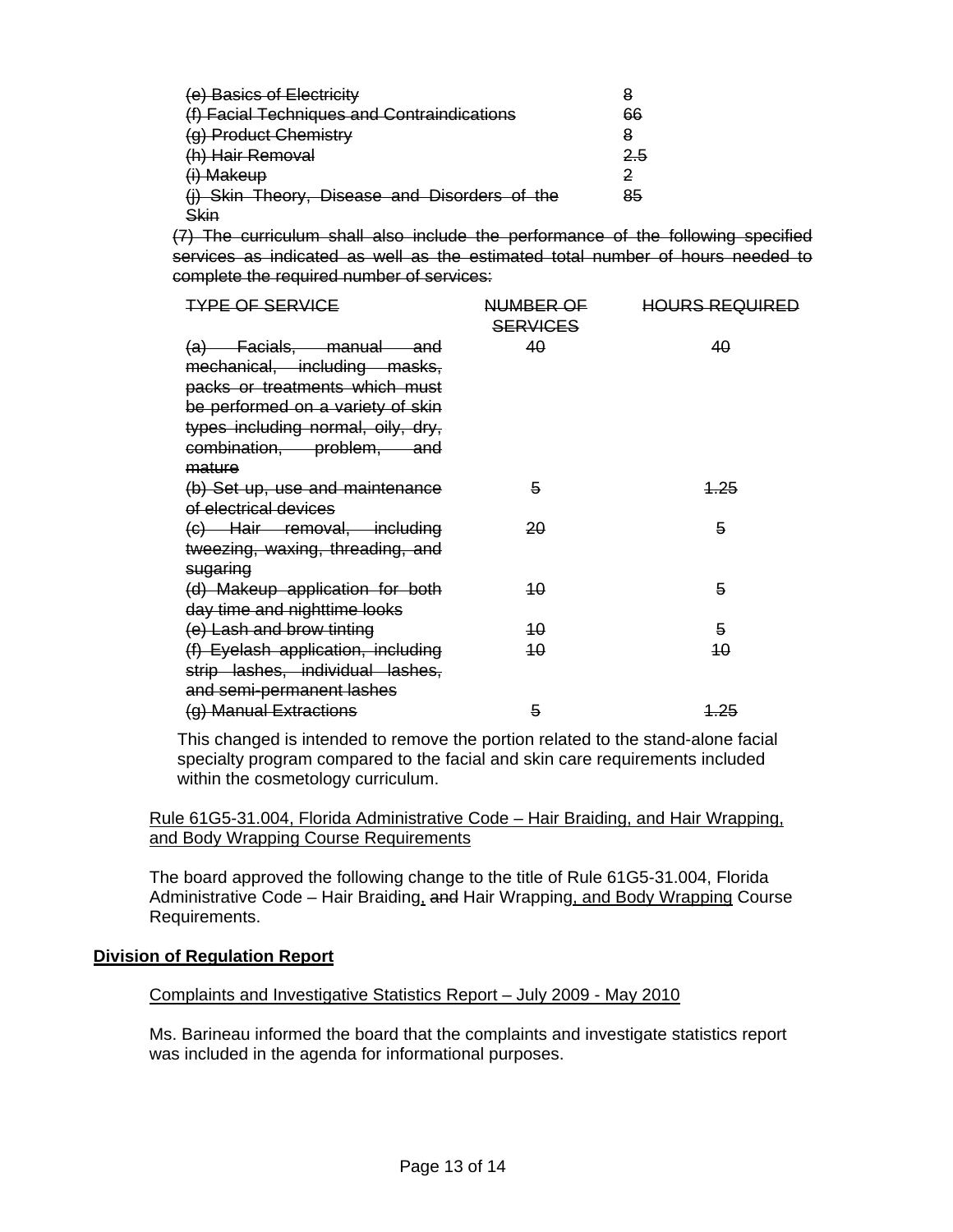| | |
|---|---|
| ~~(e) Basics of Electricity~~ | ~~8~~ |
| ~~(f) Facial Techniques and Contraindications~~ | ~~66~~ |
| ~~(g) Product Chemistry~~ | ~~8~~ |
| ~~(h) Hair Removal~~ | ~~2.5~~ |
| ~~(i) Makeup~~ | ~~2~~ |
| ~~(j) Skin Theory, Disease and Disorders of the Skin~~ | ~~85~~ |

~~(7) The curriculum shall also include the performance of the following specified services as indicated as well as the estimated total number of hours needed to complete the required number of services:~~

| ~~TYPE OF SERVICE~~ | ~~NUMBER OF SERVICES~~ | ~~HOURS REQUIRED~~ |
|---|---|---|
| ~~(a) Facials, manual and mechanical, including masks, packs or treatments which must be performed on a variety of skin types including normal, oily, dry, combination, problem, and mature~~ | ~~40~~ | ~~40~~ |
| ~~(b) Set up, use and maintenance of electrical devices~~ | ~~5~~ | ~~1.25~~ |
| ~~(c) Hair removal, including tweezing, waxing, threading, and sugaring~~ | ~~20~~ | ~~5~~ |
| ~~(d) Makeup application for both day time and nighttime looks~~ | ~~10~~ | ~~5~~ |
| ~~(e) Lash and brow tinting~~ | ~~10~~ | ~~5~~ |
| ~~(f) Eyelash application, including strip lashes, individual lashes, and semi-permanent lashes~~ | ~~10~~ | ~~10~~ |
| ~~(g) Manual Extractions~~ | ~~5~~ | ~~1.25~~ |

This changed is intended to remove the portion related to the stand-alone facial specialty program compared to the facial and skin care requirements included within the cosmetology curriculum.

<u>Rule 61G5-31.004, Florida Administrative Code – Hair Braiding, and Hair Wrapping, and Body Wrapping Course Requirements</u>

The board approved the following change to the title of Rule 61G5-31.004, Florida Administrative Code – Hair Braiding<u>,</u> ~~and~~ Hair Wrapping<u>, and Body Wrapping</u> Course Requirements.

**<u>Division of Regulation Report</u>**

<u>Complaints and Investigative Statistics Report – July 2009 - May 2010</u>

Ms. Barineau informed the board that the complaints and investigate statistics report was included in the agenda for informational purposes.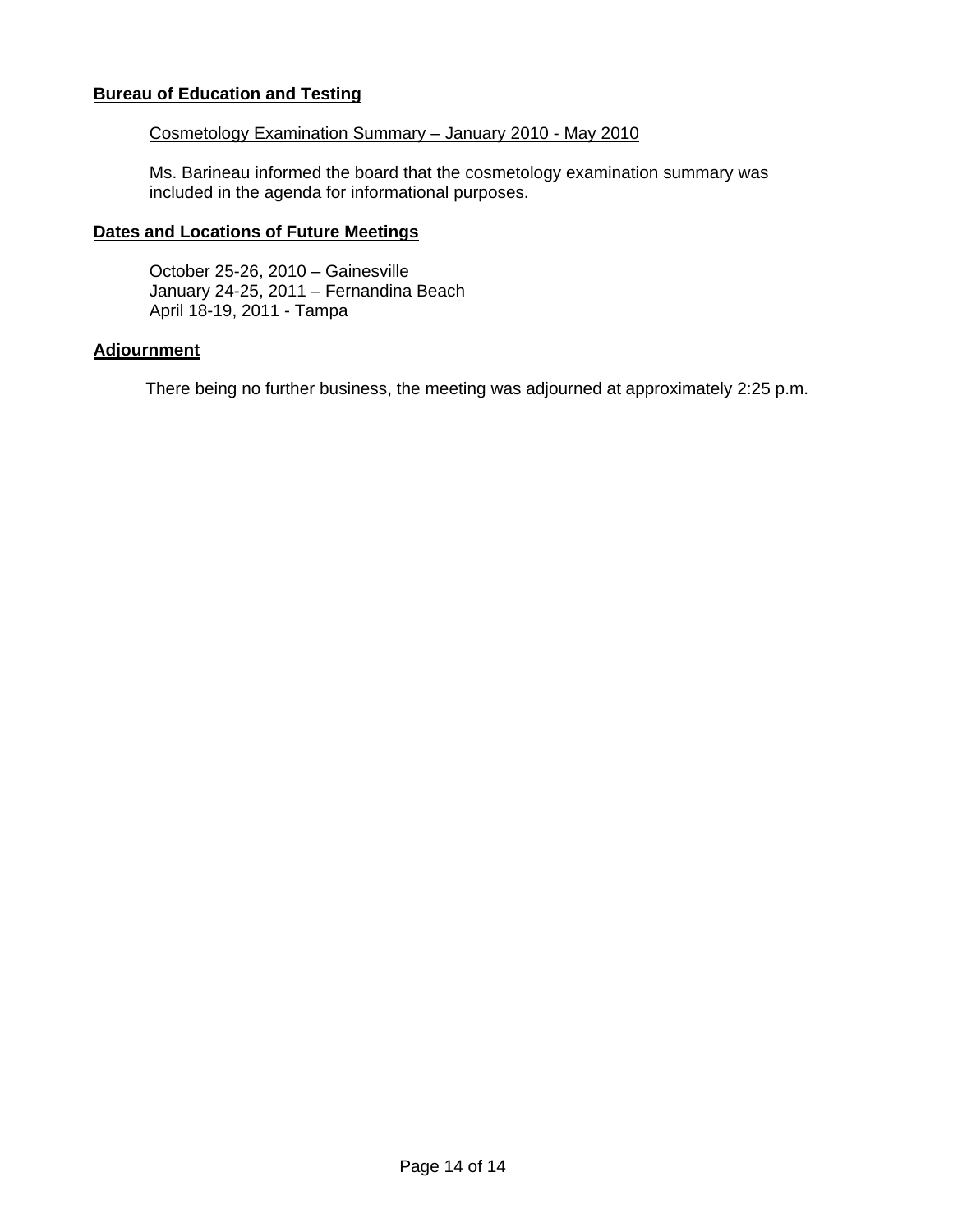**Bureau of Education and Testing**

Cosmetology Examination Summary – January 2010 - May 2010

Ms. Barineau informed the board that the cosmetology examination summary was included in the agenda for informational purposes.

**Dates and Locations of Future Meetings**

October 25-26, 2010 – Gainesville
January 24-25, 2011 – Fernandina Beach
April 18-19, 2011 - Tampa

**Adjournment**

There being no further business, the meeting was adjourned at approximately 2:25 p.m.